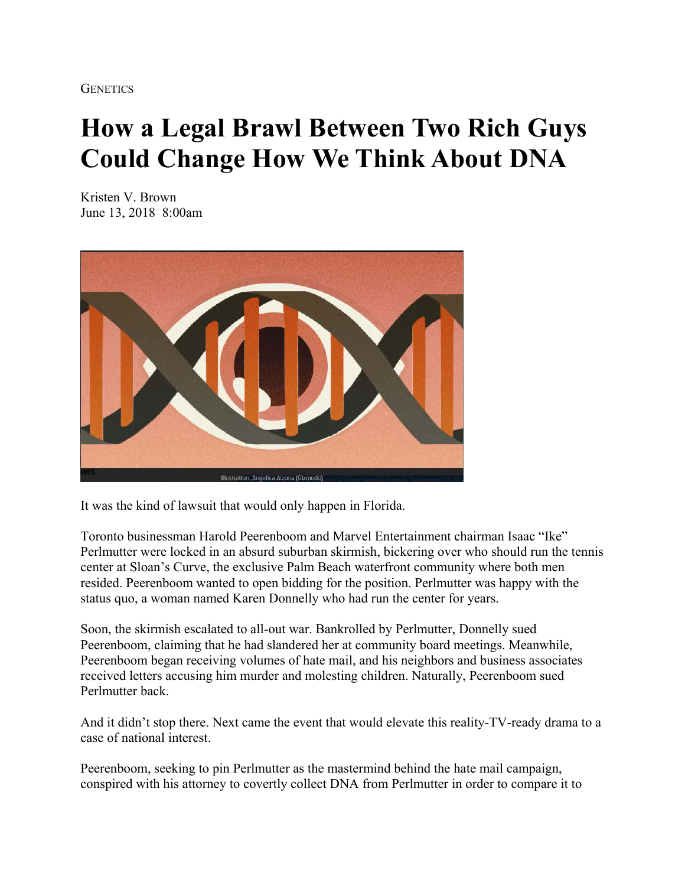GENETICS

# How a Legal Brawl Between Two Rich Guys Could Change How We Think About DNA

Kristen V. Brown
June 13, 2018 8:00am

Illustration: Angelica Alzona (Gizmodo)

It was the kind of lawsuit that would only happen in Florida.

Toronto businessman Harold Peerenboom and Marvel Entertainment chairman Isaac "Ike" Perlmutter were locked in an absurd suburban skirmish, bickering over who should run the tennis center at Sloan's Curve, the exclusive Palm Beach waterfront community where both men resided. Peerenboom wanted to open bidding for the position. Perlmutter was happy with the status quo, a woman named Karen Donnelly who had run the center for years.

Soon, the skirmish escalated to all-out war. Bankrolled by Perlmutter, Donnelly sued Peerenboom, claiming that he had slandered her at community board meetings. Meanwhile, Peerenboom began receiving volumes of hate mail, and his neighbors and business associates received letters accusing him murder and molesting children. Naturally, Peerenboom sued Perlmutter back.

And it didn't stop there. Next came the event that would elevate this reality-TV-ready drama to a case of national interest.

Peerenboom, seeking to pin Perlmutter as the mastermind behind the hate mail campaign, conspired with his attorney to covertly collect DNA from Perlmutter in order to compare it to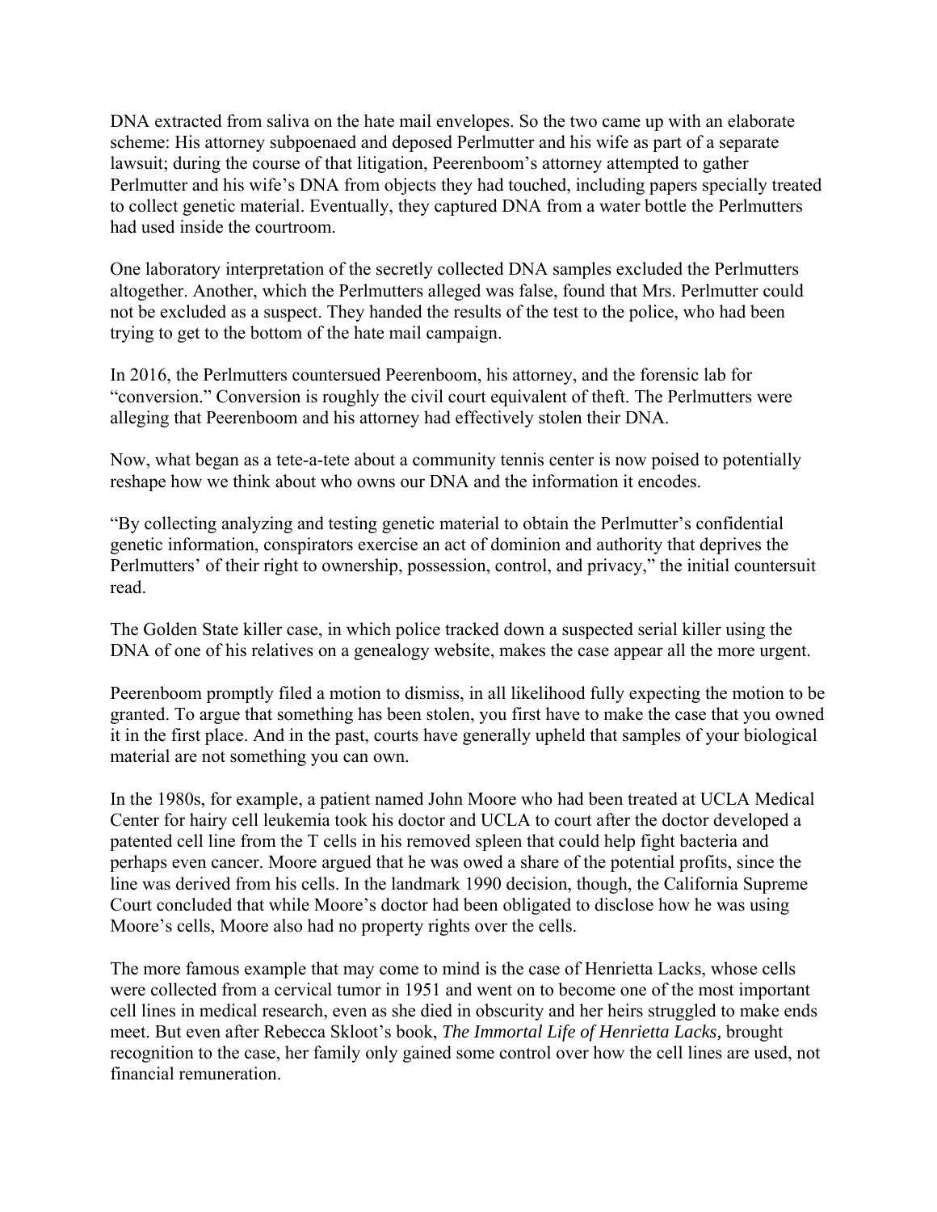DNA extracted from saliva on the hate mail envelopes. So the two came up with an elaborate scheme: His attorney subpoenaed and deposed Perlmutter and his wife as part of a separate lawsuit; during the course of that litigation, Peerenboom's attorney attempted to gather Perlmutter and his wife's DNA from objects they had touched, including papers specially treated to collect genetic material. Eventually, they captured DNA from a water bottle the Perlmutters had used inside the courtroom.

One laboratory interpretation of the secretly collected DNA samples excluded the Perlmutters altogether. Another, which the Perlmutters alleged was false, found that Mrs. Perlmutter could not be excluded as a suspect. They handed the results of the test to the police, who had been trying to get to the bottom of the hate mail campaign.

In 2016, the Perlmutters countersued Peerenboom, his attorney, and the forensic lab for "conversion." Conversion is roughly the civil court equivalent of theft. The Perlmutters were alleging that Peerenboom and his attorney had effectively stolen their DNA.

Now, what began as a tete-a-tete about a community tennis center is now poised to potentially reshape how we think about who owns our DNA and the information it encodes.

"By collecting analyzing and testing genetic material to obtain the Perlmutter's confidential genetic information, conspirators exercise an act of dominion and authority that deprives the Perlmutters' of their right to ownership, possession, control, and privacy," the initial countersuit read.

The Golden State killer case, in which police tracked down a suspected serial killer using the DNA of one of his relatives on a genealogy website, makes the case appear all the more urgent.

Peerenboom promptly filed a motion to dismiss, in all likelihood fully expecting the motion to be granted. To argue that something has been stolen, you first have to make the case that you owned it in the first place. And in the past, courts have generally upheld that samples of your biological material are not something you can own.

In the 1980s, for example, a patient named John Moore who had been treated at UCLA Medical Center for hairy cell leukemia took his doctor and UCLA to court after the doctor developed a patented cell line from the T cells in his removed spleen that could help fight bacteria and perhaps even cancer. Moore argued that he was owed a share of the potential profits, since the line was derived from his cells. In the landmark 1990 decision, though, the California Supreme Court concluded that while Moore's doctor had been obligated to disclose how he was using Moore's cells, Moore also had no property rights over the cells.

The more famous example that may come to mind is the case of Henrietta Lacks, whose cells were collected from a cervical tumor in 1951 and went on to become one of the most important cell lines in medical research, even as she died in obscurity and her heirs struggled to make ends meet. But even after Rebecca Skloot's book, *The Immortal Life of Henrietta Lacks,* brought recognition to the case, her family only gained some control over how the cell lines are used, not financial remuneration.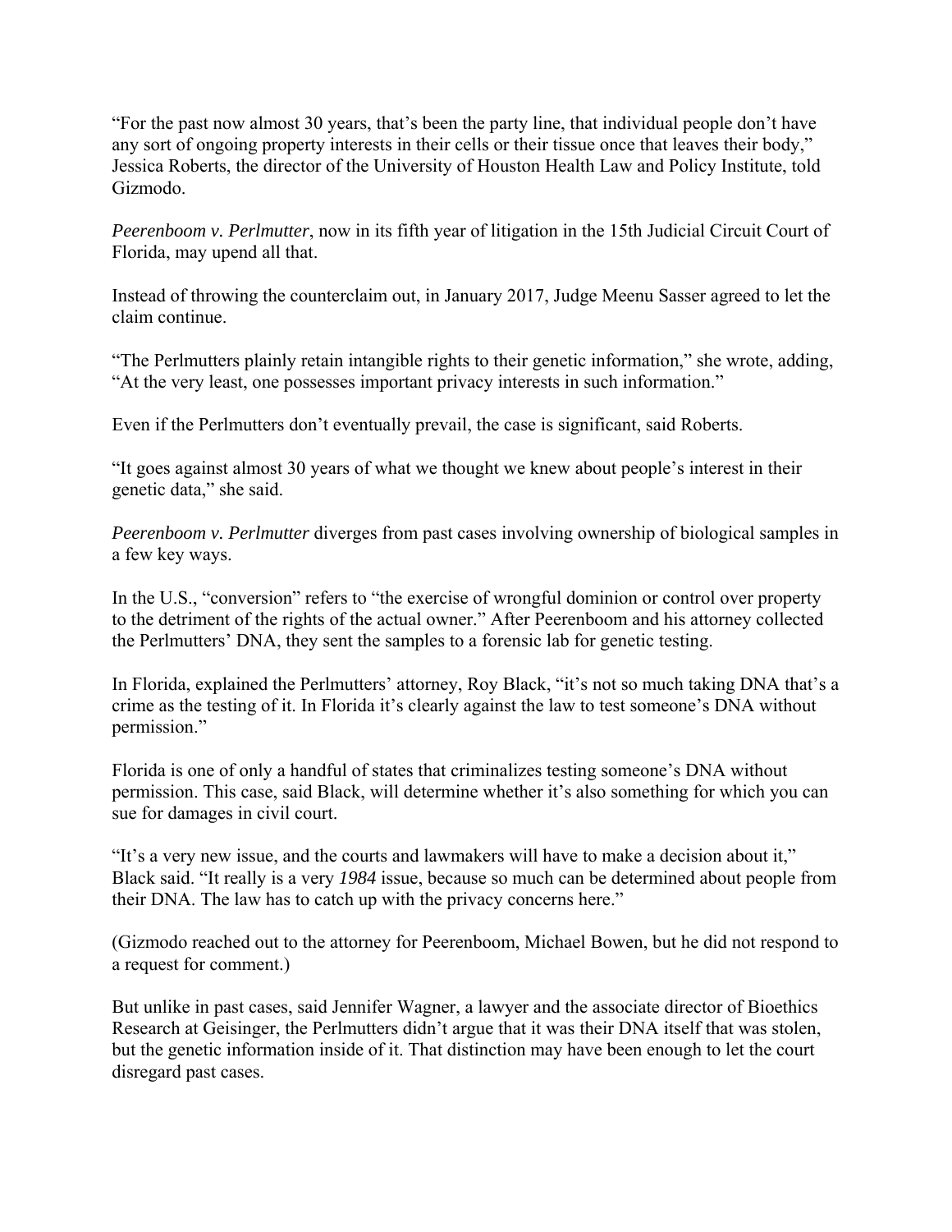"For the past now almost 30 years, that's been the party line, that individual people don't have any sort of ongoing property interests in their cells or their tissue once that leaves their body," Jessica Roberts, the director of the University of Houston Health Law and Policy Institute, told Gizmodo.

*Peerenboom v. Perlmutter*, now in its fifth year of litigation in the 15th Judicial Circuit Court of Florida, may upend all that.

Instead of throwing the counterclaim out, in January 2017, Judge Meenu Sasser agreed to let the claim continue.

"The Perlmutters plainly retain intangible rights to their genetic information," she wrote, adding, "At the very least, one possesses important privacy interests in such information."

Even if the Perlmutters don't eventually prevail, the case is significant, said Roberts.

"It goes against almost 30 years of what we thought we knew about people's interest in their genetic data," she said.

*Peerenboom v. Perlmutter* diverges from past cases involving ownership of biological samples in a few key ways.

In the U.S., "conversion" refers to "the exercise of wrongful dominion or control over property to the detriment of the rights of the actual owner." After Peerenboom and his attorney collected the Perlmutters' DNA, they sent the samples to a forensic lab for genetic testing.

In Florida, explained the Perlmutters' attorney, Roy Black, "it's not so much taking DNA that's a crime as the testing of it. In Florida it's clearly against the law to test someone's DNA without permission."

Florida is one of only a handful of states that criminalizes testing someone's DNA without permission. This case, said Black, will determine whether it's also something for which you can sue for damages in civil court.

"It's a very new issue, and the courts and lawmakers will have to make a decision about it," Black said. "It really is a very *1984* issue, because so much can be determined about people from their DNA. The law has to catch up with the privacy concerns here."

(Gizmodo reached out to the attorney for Peerenboom, Michael Bowen, but he did not respond to a request for comment.)

But unlike in past cases, said Jennifer Wagner, a lawyer and the associate director of Bioethics Research at Geisinger, the Perlmutters didn't argue that it was their DNA itself that was stolen, but the genetic information inside of it. That distinction may have been enough to let the court disregard past cases.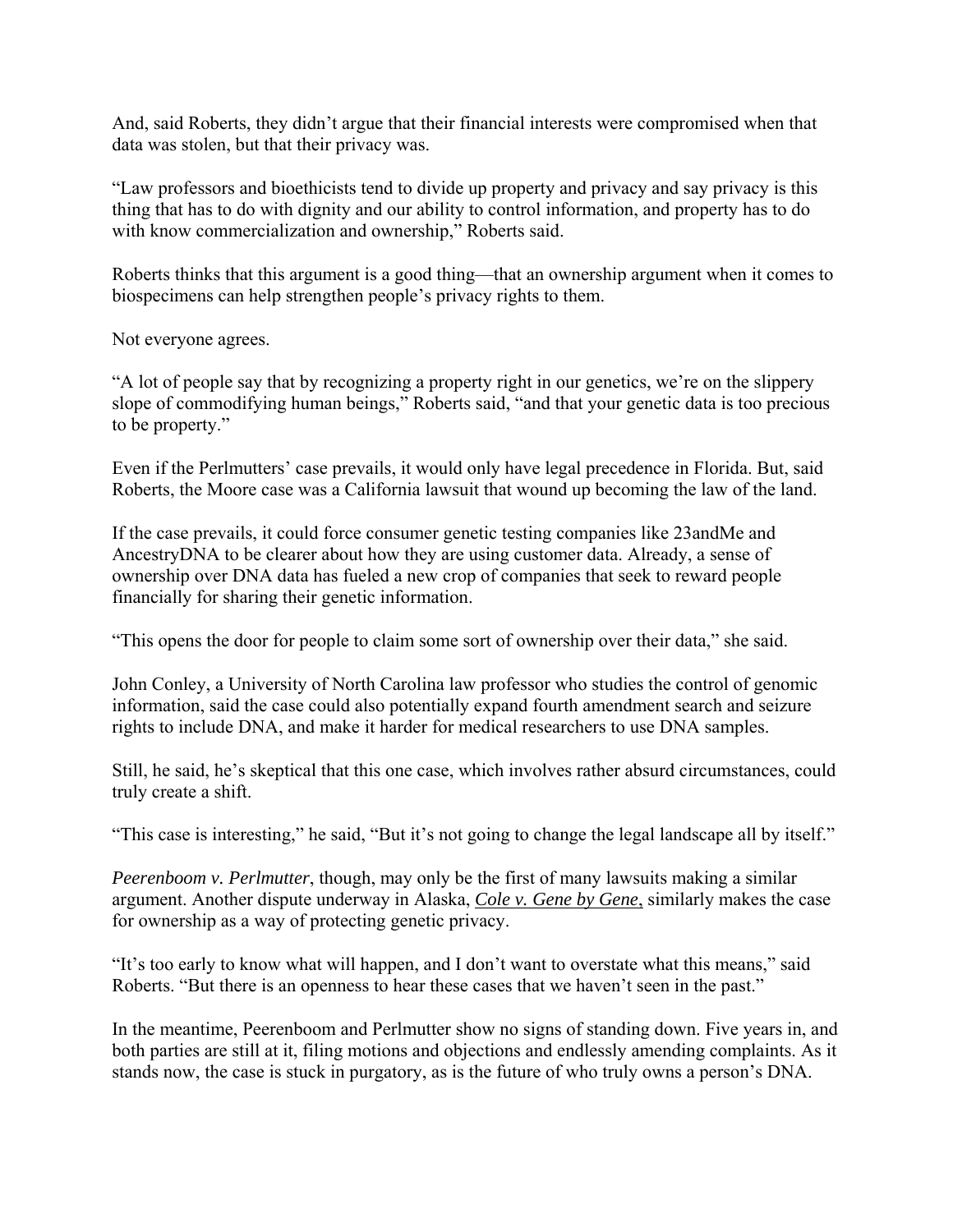And, said Roberts, they didn't argue that their financial interests were compromised when that data was stolen, but that their privacy was.

"Law professors and bioethicists tend to divide up property and privacy and say privacy is this thing that has to do with dignity and our ability to control information, and property has to do with know commercialization and ownership," Roberts said.

Roberts thinks that this argument is a good thing—that an ownership argument when it comes to biospecimens can help strengthen people's privacy rights to them.

Not everyone agrees.

"A lot of people say that by recognizing a property right in our genetics, we're on the slippery slope of commodifying human beings," Roberts said, "and that your genetic data is too precious to be property."

Even if the Perlmutters' case prevails, it would only have legal precedence in Florida. But, said Roberts, the Moore case was a California lawsuit that wound up becoming the law of the land.

If the case prevails, it could force consumer genetic testing companies like 23andMe and AncestryDNA to be clearer about how they are using customer data. Already, a sense of ownership over DNA data has fueled a new crop of companies that seek to reward people financially for sharing their genetic information.

"This opens the door for people to claim some sort of ownership over their data," she said.

John Conley, a University of North Carolina law professor who studies the control of genomic information, said the case could also potentially expand fourth amendment search and seizure rights to include DNA, and make it harder for medical researchers to use DNA samples.

Still, he said, he's skeptical that this one case, which involves rather absurd circumstances, could truly create a shift.

"This case is interesting," he said, "But it's not going to change the legal landscape all by itself."

*Peerenboom v. Perlmutter*, though, may only be the first of many lawsuits making a similar argument. Another dispute underway in Alaska, *Cole v. Gene by Gene*, similarly makes the case for ownership as a way of protecting genetic privacy.

"It's too early to know what will happen, and I don't want to overstate what this means," said Roberts. "But there is an openness to hear these cases that we haven't seen in the past."

In the meantime, Peerenboom and Perlmutter show no signs of standing down. Five years in, and both parties are still at it, filing motions and objections and endlessly amending complaints. As it stands now, the case is stuck in purgatory, as is the future of who truly owns a person's DNA.